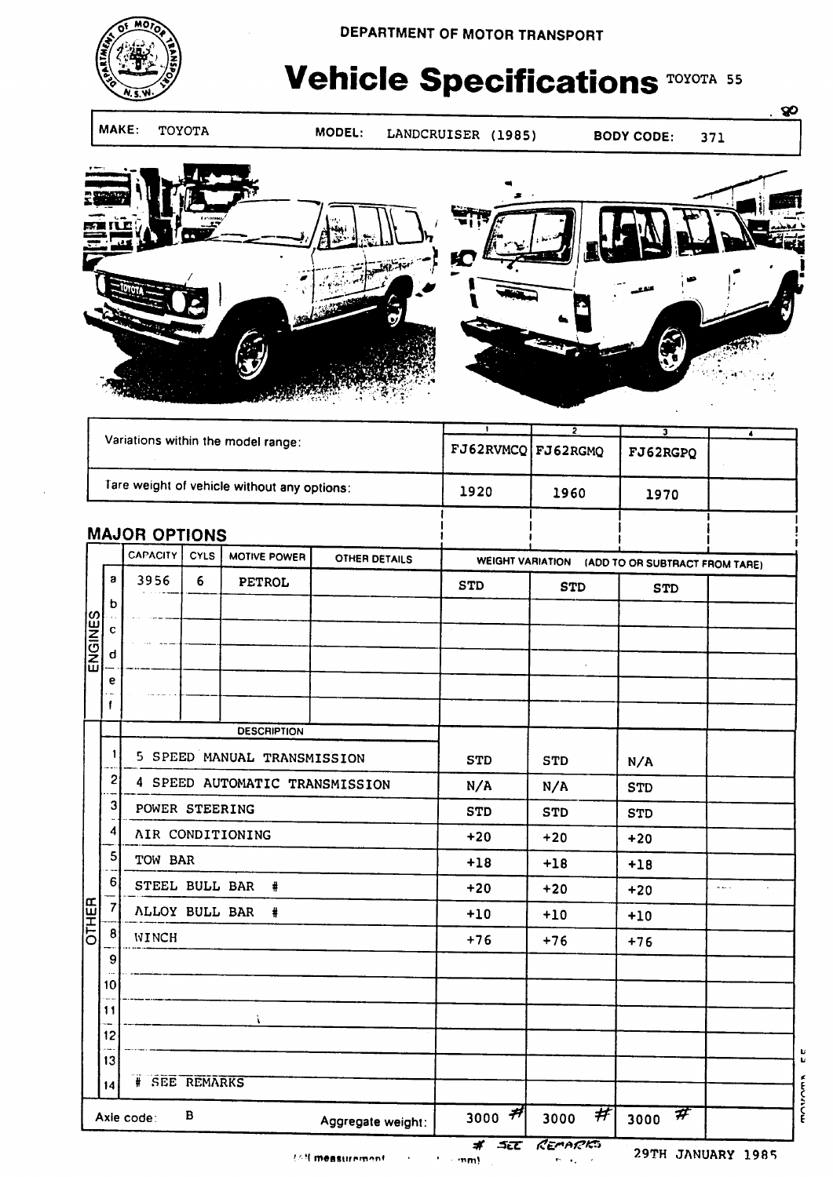DEPARTMENT OF MOTOR TRANSPORT

# Vehicle Specifications TOYOTA 55

.80

**MAKE:** TOYOTA **MODEL:** LANDCRUISER (1985) **BODY CODE:** 371

| Variations within the model range: | 1 | 2 | 3 | 4 |
|---|---|---|---|---|
| | FJ62RVMCQ | FJ62RGMQ | FJ62RGPQ | |
| Tare weight of vehicle without any options: | 1920 | 1960 | 1970 | |

## MAJOR OPTIONS

| | | CAPACITY | CYLS | MOTIVE POWER | OTHER DETAILS | WEIGHT VARIATION (ADD TO OR SUBTRACT FROM TARE) | | | |
|---|---|---|---|---|---|---|---|---|---|
| ENGINES | a | 3956 | 6 | PETROL | | STD | STD | STD | |
| | b | | | | | | | | |
| | c | | | | | | | | |
| | d | | | | | | | | |
| | e | | | | | | | | |
| | f | | | | | | | | |

| | | DESCRIPTION | | | | |
|---|---|---|---|---|---|---|
| OTHER | 1 | 5 SPEED MANUAL TRANSMISSION | STD | STD | N/A | |
| | 2 | 4 SPEED AUTOMATIC TRANSMISSION | N/A | N/A | STD | |
| | 3 | POWER STEERING | STD | STD | STD | |
| | 4 | AIR CONDITIONING | +20 | +20 | +20 | |
| | 5 | TOW BAR | +18 | +18 | +18 | |
| | 6 | STEEL BULL BAR # | +20 | +20 | +20 | |
| | 7 | ALLOY BULL BAR # | +10 | +10 | +10 | |
| | 8 | WINCH | +76 | +76 | +76 | |
| | 9 | | | | | |
| | 10 | | | | | |
| | 11 | | | | | |
| | 12 | | | | | |
| | 13 | | | | | |
| | 14 | # SEE REMARKS | | | | |
| Axle code: B | | Aggregate weight: | 3000 # | 3000 # | 3000 # | |

# SEE REMARKS

29TH JANUARY 1985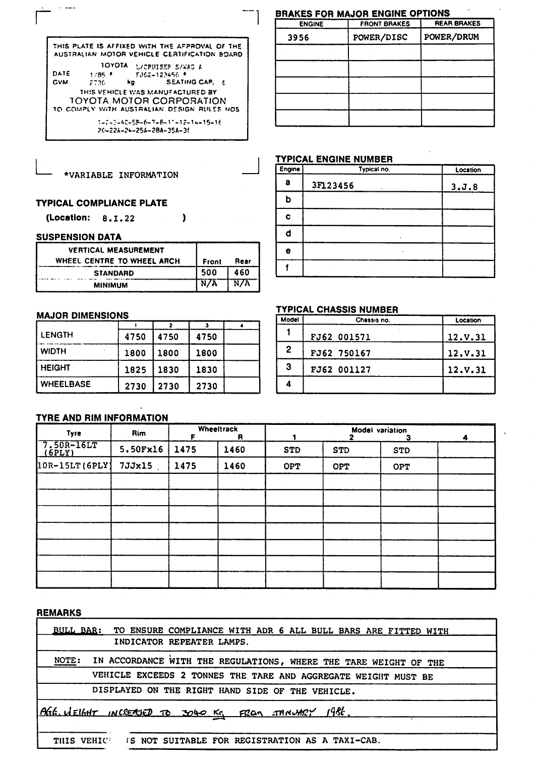THIS PLATE IS AFFIXED WITH THE APPROVAL OF THE AUSTRALIAN MOTOR VEHICLE CERTIFICATION BOARD

TOYOTA L/CRUISER S/WAG A

DATE 1/85 * FJ62-123456 *

GVM 2730 kg SEATING CAP. 6

THIS VEHICLE WAS MANUFACTURED BY

TOYOTA MOTOR CORPORATION

TO COMPLY WITH AUSTRALIAN DESIGN RULES NOS

1-2-3-4C-5B-6-7-8-11-12-14-15-16
20-22A-24-25A-28A-35A-36

*VARIABLE INFORMATION

## TYPICAL COMPLIANCE PLATE

**(Location:** 8.I.22 **)**

## BRAKES FOR MAJOR ENGINE OPTIONS

| ENGINE | FRONT BRAKES | REAR BRAKES |
|---|---|---|
| 3956 | POWER/DISC | POWER/DRUM |
| | | |
| | | |
| | | |
| | | |
| | | |

## TYPICAL ENGINE NUMBER

| Engine | Typical no. | Location |
|---|---|---|
| a | 3F123456 | 3.J.8 |
| b | | |
| c | | |
| d | | |
| e | | |
| f | | |

## SUSPENSION DATA

| VERTICAL MEASUREMENT WHEEL CENTRE TO WHEEL ARCH | Front | Rear |
|---|---|---|
| STANDARD | 500 | 460 |
| MINIMUM | N/A | N/A |

## MAJOR DIMENSIONS

| | 1 | 2 | 3 | 4 |
|---|---|---|---|---|
| LENGTH | 4750 | 4750 | 4750 | |
| WIDTH | 1800 | 1800 | 1800 | |
| HEIGHT | 1825 | 1830 | 1830 | |
| WHEELBASE | 2730 | 2730 | 2730 | |

## TYPICAL CHASSIS NUMBER

| Model | Chassis no. | Location |
|---|---|---|
| 1 | FJ62 001571 | 12.V.31 |
| 2 | FJ62 750167 | 12.V.31 |
| 3 | FJ62 001127 | 12.V.31 |
| 4 | | |

## TYRE AND RIM INFORMATION

| Tyre | Rim | Wheeltrack F | Wheeltrack R | Model variation 1 | Model variation 2 | Model variation 3 | Model variation 4 |
|---|---|---|---|---|---|---|---|
| 7.50R-16LT (6PLY) | 5.50Fx16 | 1475 | 1460 | STD | STD | STD | |
| 10R-15LT(6PLY) | 7JJx15 | 1475 | 1460 | OPT | OPT | OPT | |
| | | | | | | | |
| | | | | | | | |
| | | | | | | | |
| | | | | | | | |
| | | | | | | | |
| | | | | | | | |
| | | | | | | | |

## REMARKS

BULL BAR: TO ENSURE COMPLIANCE WITH ADR 6 ALL BULL BARS ARE FITTED WITH INDICATOR REPEATER LAMPS.

NOTE: IN ACCORDANCE WITH THE REGULATIONS, WHERE THE TARE WEIGHT OF THE VEHICLE EXCEEDS 2 TONNES THE TARE AND AGGREGATE WEIGHT MUST BE DISPLAYED ON THE RIGHT HAND SIDE OF THE VEHICLE.

AGG. WEIGHT INCREASED TO 3040 Kg FROM JANUARY 1986.

THIS VEHICLE IS NOT SUITABLE FOR REGISTRATION AS A TAXI-CAB.